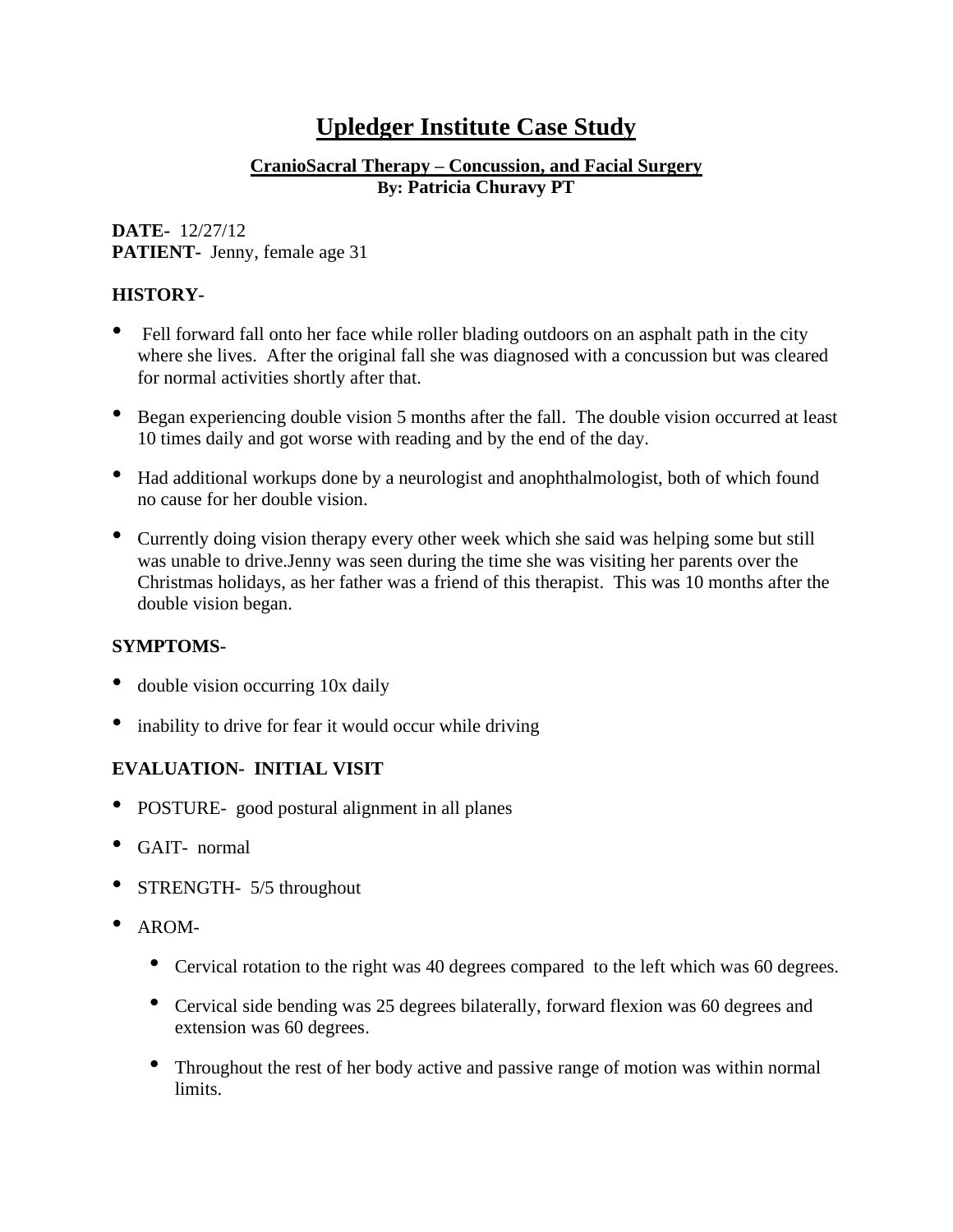# Upledger Institute Case Study

**CranioSacral Therapy – Concussion, and Facial Surgery**
**By: Patricia Churavy PT**

**DATE-** 12/27/12
**PATIENT-** Jenny, female age 31

## HISTORY-

- Fell forward fall onto her face while roller blading outdoors on an asphalt path in the city where she lives. After the original fall she was diagnosed with a concussion but was cleared for normal activities shortly after that.
- Began experiencing double vision 5 months after the fall. The double vision occurred at least 10 times daily and got worse with reading and by the end of the day.
- Had additional workups done by a neurologist and anophthalmologist, both of which found no cause for her double vision.
- Currently doing vision therapy every other week which she said was helping some but still was unable to drive.Jenny was seen during the time she was visiting her parents over the Christmas holidays, as her father was a friend of this therapist. This was 10 months after the double vision began.

## SYMPTOMS-

- double vision occurring 10x daily
- inability to drive for fear it would occur while driving

## EVALUATION- INITIAL VISIT

- POSTURE- good postural alignment in all planes
- GAIT- normal
- STRENGTH- 5/5 throughout
- AROM-
  - Cervical rotation to the right was 40 degrees compared to the left which was 60 degrees.
  - Cervical side bending was 25 degrees bilaterally, forward flexion was 60 degrees and extension was 60 degrees.
  - Throughout the rest of her body active and passive range of motion was within normal limits.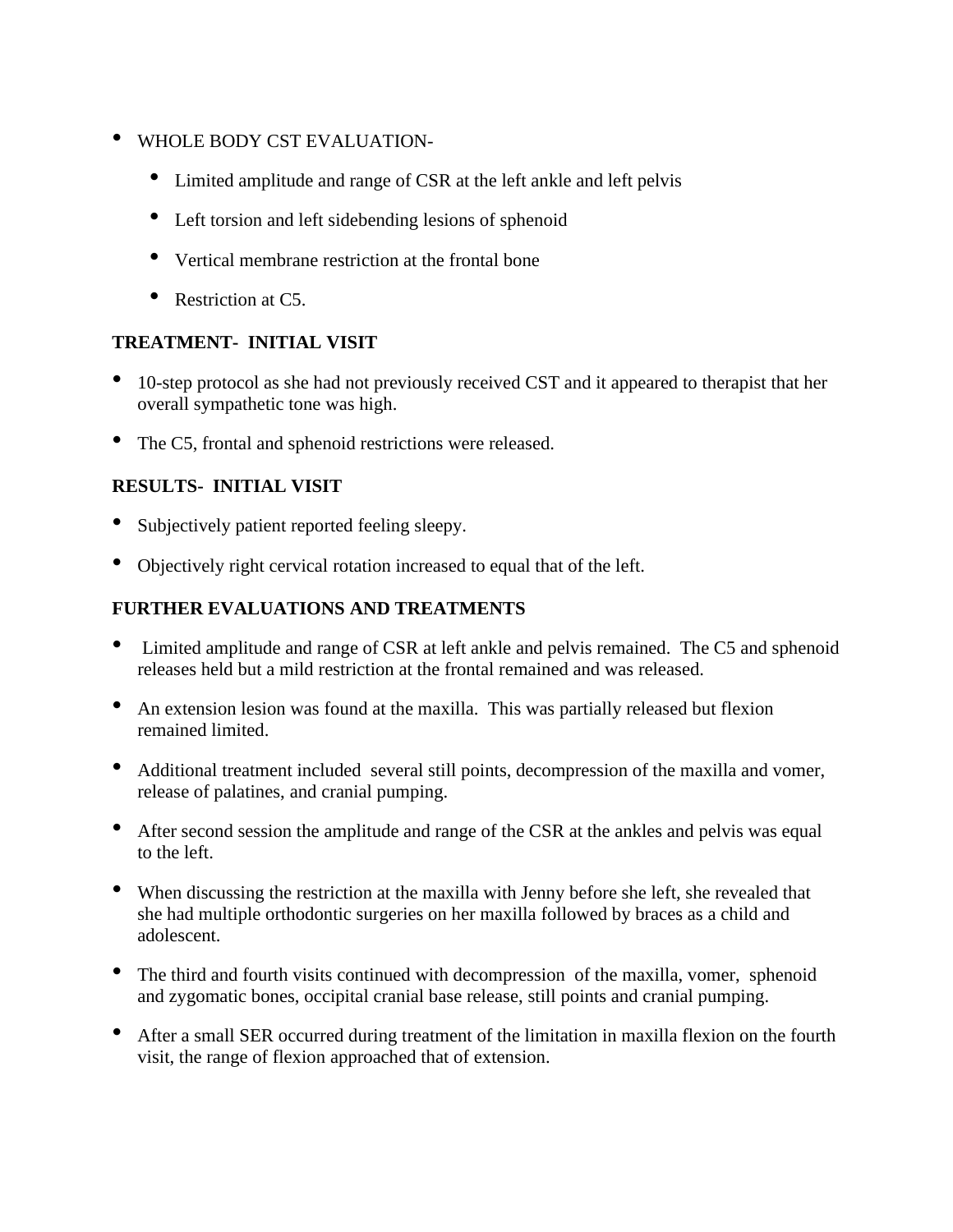- WHOLE BODY CST EVALUATION-
  - Limited amplitude and range of CSR at the left ankle and left pelvis
  - Left torsion and left sidebending lesions of sphenoid
  - Vertical membrane restriction at the frontal bone
  - Restriction at C5.

**TREATMENT- INITIAL VISIT**

- 10-step protocol as she had not previously received CST and it appeared to therapist that her overall sympathetic tone was high.
- The C5, frontal and sphenoid restrictions were released.

**RESULTS- INITIAL VISIT**

- Subjectively patient reported feeling sleepy.
- Objectively right cervical rotation increased to equal that of the left.

**FURTHER EVALUATIONS AND TREATMENTS**

- Limited amplitude and range of CSR at left ankle and pelvis remained. The C5 and sphenoid releases held but a mild restriction at the frontal remained and was released.
- An extension lesion was found at the maxilla. This was partially released but flexion remained limited.
- Additional treatment included several still points, decompression of the maxilla and vomer, release of palatines, and cranial pumping.
- After second session the amplitude and range of the CSR at the ankles and pelvis was equal to the left.
- When discussing the restriction at the maxilla with Jenny before she left, she revealed that she had multiple orthodontic surgeries on her maxilla followed by braces as a child and adolescent.
- The third and fourth visits continued with decompression of the maxilla, vomer, sphenoid and zygomatic bones, occipital cranial base release, still points and cranial pumping.
- After a small SER occurred during treatment of the limitation in maxilla flexion on the fourth visit, the range of flexion approached that of extension.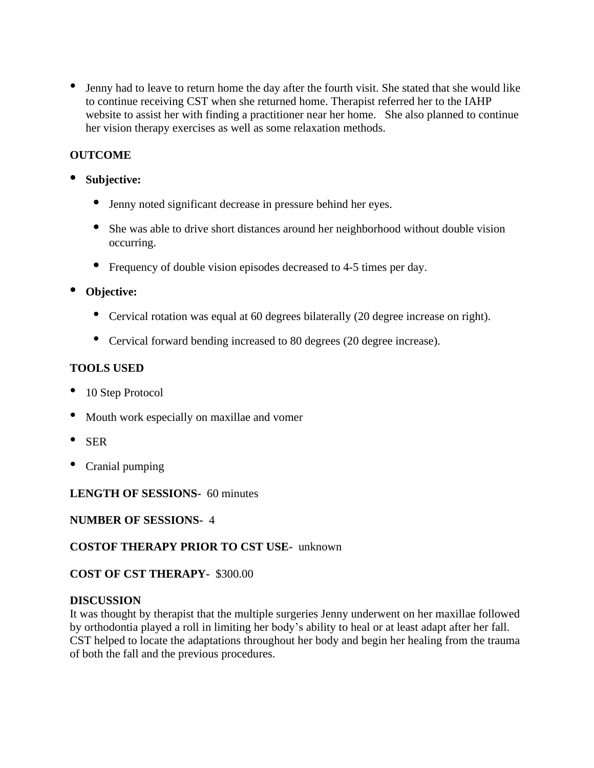- Jenny had to leave to return home the day after the fourth visit. She stated that she would like to continue receiving CST when she returned home. Therapist referred her to the IAHP website to assist her with finding a practitioner near her home. She also planned to continue her vision therapy exercises as well as some relaxation methods.

**OUTCOME**

- **Subjective:**
  - Jenny noted significant decrease in pressure behind her eyes.
  - She was able to drive short distances around her neighborhood without double vision occurring.
  - Frequency of double vision episodes decreased to 4-5 times per day.
- **Objective:**
  - Cervical rotation was equal at 60 degrees bilaterally (20 degree increase on right).
  - Cervical forward bending increased to 80 degrees (20 degree increase).

**TOOLS USED**

- 10 Step Protocol
- Mouth work especially on maxillae and vomer
- SER
- Cranial pumping

**LENGTH OF SESSIONS-** 60 minutes

**NUMBER OF SESSIONS-** 4

**COSTOF THERAPY PRIOR TO CST USE-** unknown

**COST OF CST THERAPY-** $300.00

**DISCUSSION**
It was thought by therapist that the multiple surgeries Jenny underwent on her maxillae followed by orthodontia played a roll in limiting her body's ability to heal or at least adapt after her fall. CST helped to locate the adaptations throughout her body and begin her healing from the trauma of both the fall and the previous procedures.